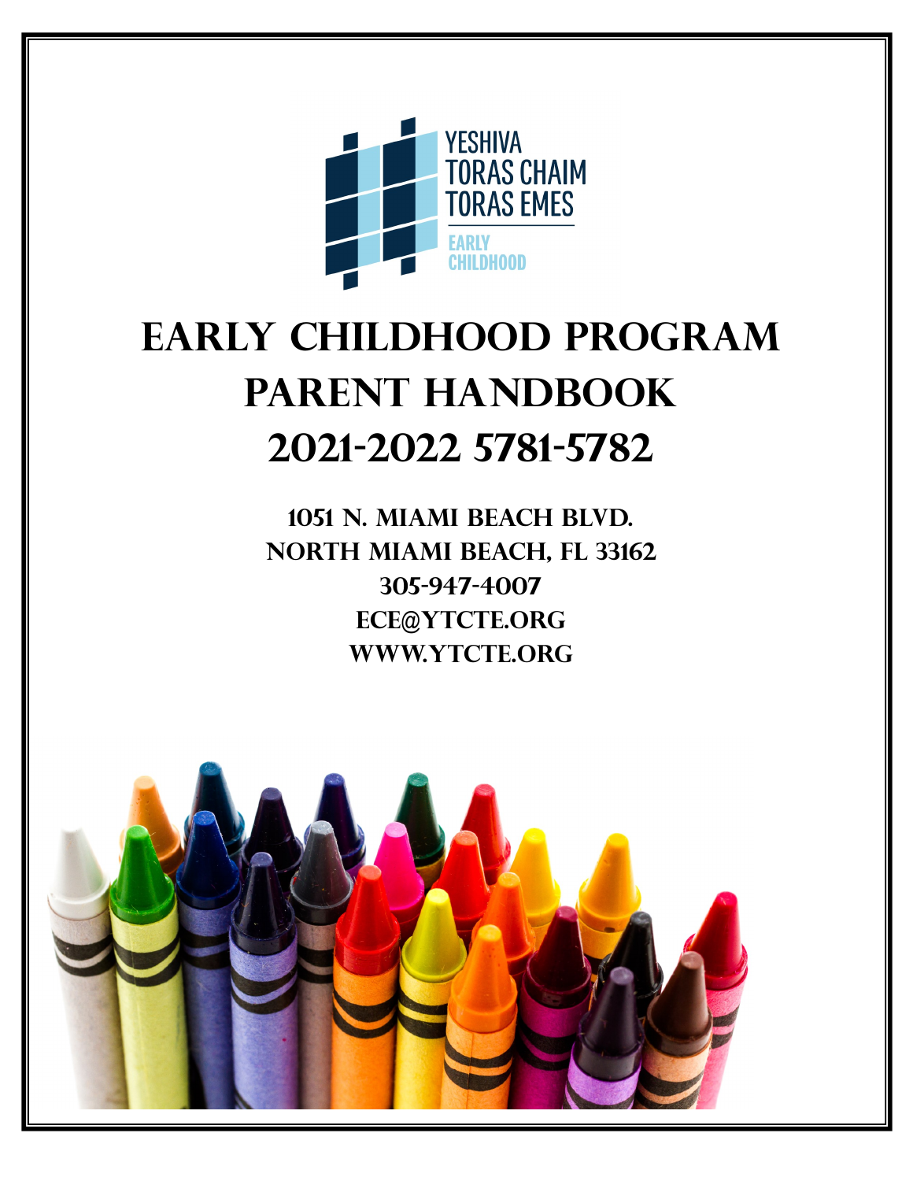YESHIVA
TORAS CHAIM
TORAS EMES
EARLY
CHILDHOOD

# EARLY CHILDHOOD PROGRAM
# PARENT HANDBOOK
# 2021-2022 5781-5782

**1051 N. MIAMI BEACH BLVD.**
**NORTH MIAMI BEACH, FL 33162**
**305-947-4007**
**ECE@YTCTE.ORG**
**WWW.YTCTE.ORG**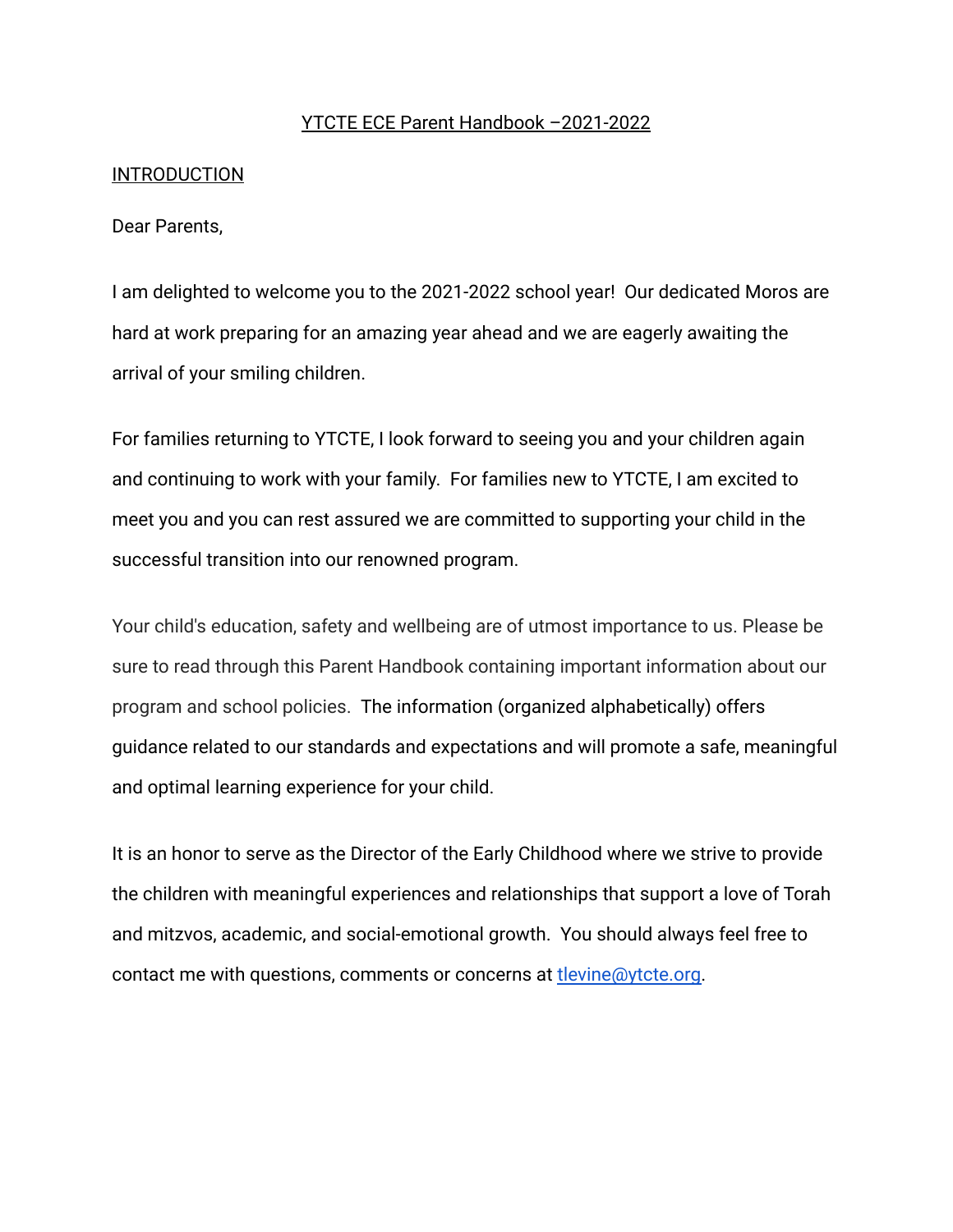# YTCTE ECE Parent Handbook –2021-2022

## INTRODUCTION

Dear Parents,

I am delighted to welcome you to the 2021-2022 school year! Our dedicated Moros are hard at work preparing for an amazing year ahead and we are eagerly awaiting the arrival of your smiling children.

For families returning to YTCTE, I look forward to seeing you and your children again and continuing to work with your family. For families new to YTCTE, I am excited to meet you and you can rest assured we are committed to supporting your child in the successful transition into our renowned program.

Your child's education, safety and wellbeing are of utmost importance to us. Please be sure to read through this Parent Handbook containing important information about our program and school policies. The information (organized alphabetically) offers guidance related to our standards and expectations and will promote a safe, meaningful and optimal learning experience for your child.

It is an honor to serve as the Director of the Early Childhood where we strive to provide the children with meaningful experiences and relationships that support a love of Torah and mitzvos, academic, and social-emotional growth. You should always feel free to contact me with questions, comments or concerns at tlevine@ytcte.org.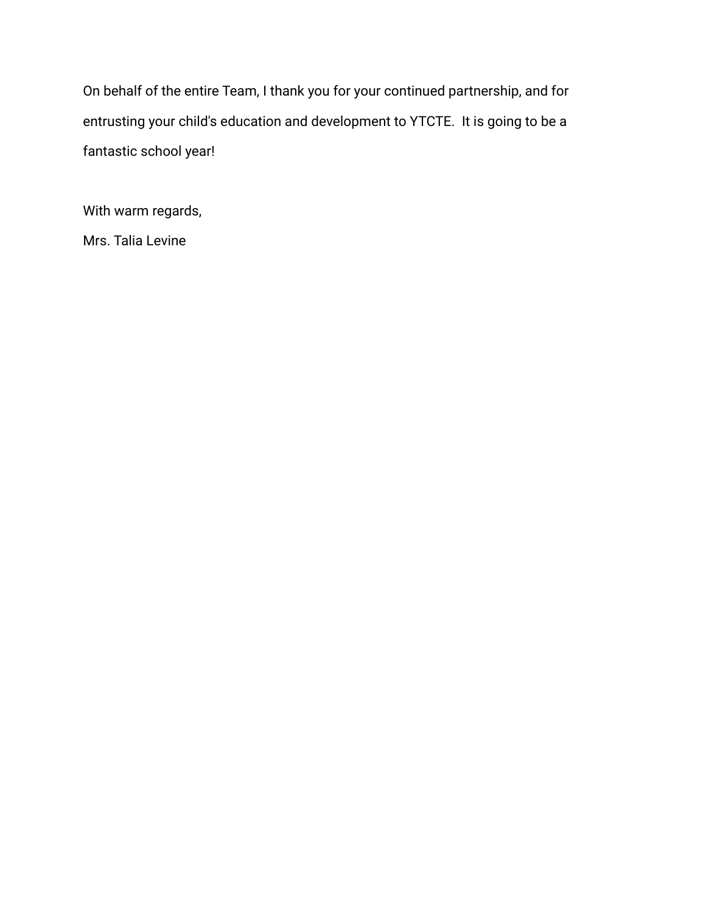On behalf of the entire Team, I thank you for your continued partnership, and for entrusting your child's education and development to YTCTE.  It is going to be a fantastic school year!

With warm regards,

Mrs. Talia Levine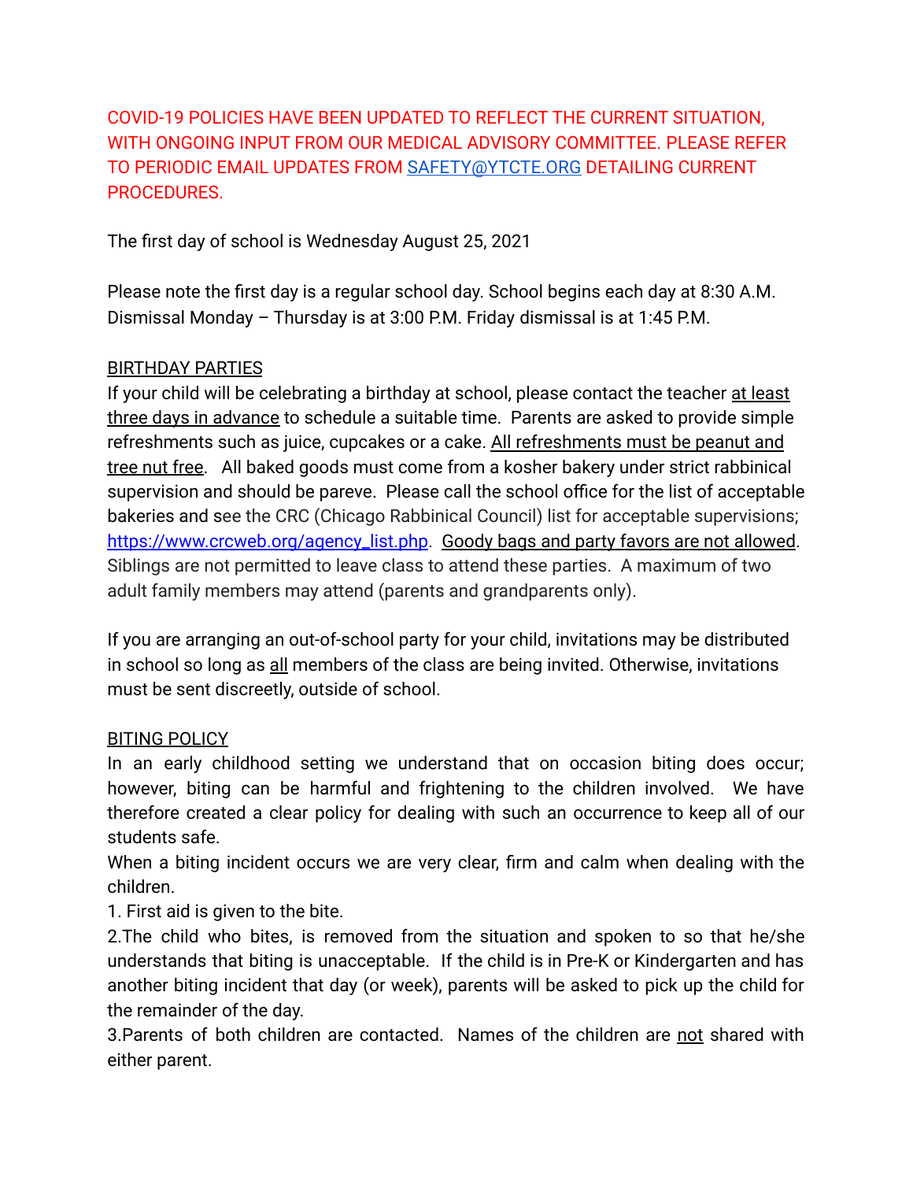COVID-19 POLICIES HAVE BEEN UPDATED TO REFLECT THE CURRENT SITUATION, WITH ONGOING INPUT FROM OUR MEDICAL ADVISORY COMMITTEE. PLEASE REFER TO PERIODIC EMAIL UPDATES FROM [SAFETY@YTCTE.ORG](mailto:SAFETY@YTCTE.ORG) DETAILING CURRENT PROCEDURES.

The first day of school is Wednesday August 25, 2021

Please note the first day is a regular school day. School begins each day at 8:30 A.M. Dismissal Monday – Thursday is at 3:00 P.M. Friday dismissal is at 1:45 P.M.

## BIRTHDAY PARTIES

If your child will be celebrating a birthday at school, please contact the teacher at least three days in advance to schedule a suitable time. Parents are asked to provide simple refreshments such as juice, cupcakes or a cake. All refreshments must be peanut and tree nut free. All baked goods must come from a kosher bakery under strict rabbinical supervision and should be pareve. Please call the school office for the list of acceptable bakeries and see the CRC (Chicago Rabbinical Council) list for acceptable supervisions; https://www.crcweb.org/agency_list.php. Goody bags and party favors are not allowed. Siblings are not permitted to leave class to attend these parties. A maximum of two adult family members may attend (parents and grandparents only).

If you are arranging an out-of-school party for your child, invitations may be distributed in school so long as all members of the class are being invited. Otherwise, invitations must be sent discreetly, outside of school.

## BITING POLICY

In an early childhood setting we understand that on occasion biting does occur; however, biting can be harmful and frightening to the children involved. We have therefore created a clear policy for dealing with such an occurrence to keep all of our students safe.

When a biting incident occurs we are very clear, firm and calm when dealing with the children.

1. First aid is given to the bite.
2. The child who bites, is removed from the situation and spoken to so that he/she understands that biting is unacceptable. If the child is in Pre-K or Kindergarten and has another biting incident that day (or week), parents will be asked to pick up the child for the remainder of the day.
3. Parents of both children are contacted. Names of the children are not shared with either parent.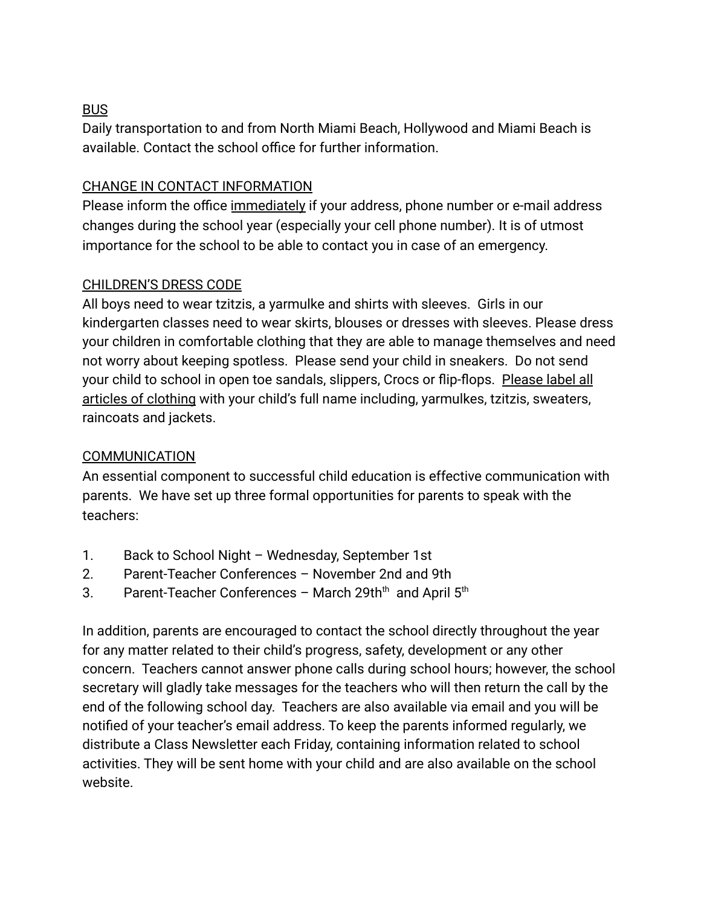## BUS

Daily transportation to and from North Miami Beach, Hollywood and Miami Beach is available. Contact the school office for further information.

## CHANGE IN CONTACT INFORMATION

Please inform the office immediately if your address, phone number or e-mail address changes during the school year (especially your cell phone number). It is of utmost importance for the school to be able to contact you in case of an emergency.

## CHILDREN'S DRESS CODE

All boys need to wear tzitzis, a yarmulke and shirts with sleeves. Girls in our kindergarten classes need to wear skirts, blouses or dresses with sleeves. Please dress your children in comfortable clothing that they are able to manage themselves and need not worry about keeping spotless. Please send your child in sneakers. Do not send your child to school in open toe sandals, slippers, Crocs or flip-flops. Please label all articles of clothing with your child's full name including, yarmulkes, tzitzis, sweaters, raincoats and jackets.

## COMMUNICATION

An essential component to successful child education is effective communication with parents. We have set up three formal opportunities for parents to speak with the teachers:

1. Back to School Night – Wednesday, September 1st
2. Parent-Teacher Conferences – November 2nd and 9th
3. Parent-Teacher Conferences – March 29th and April 5th

In addition, parents are encouraged to contact the school directly throughout the year for any matter related to their child's progress, safety, development or any other concern. Teachers cannot answer phone calls during school hours; however, the school secretary will gladly take messages for the teachers who will then return the call by the end of the following school day. Teachers are also available via email and you will be notified of your teacher's email address. To keep the parents informed regularly, we distribute a Class Newsletter each Friday, containing information related to school activities. They will be sent home with your child and are also available on the school website.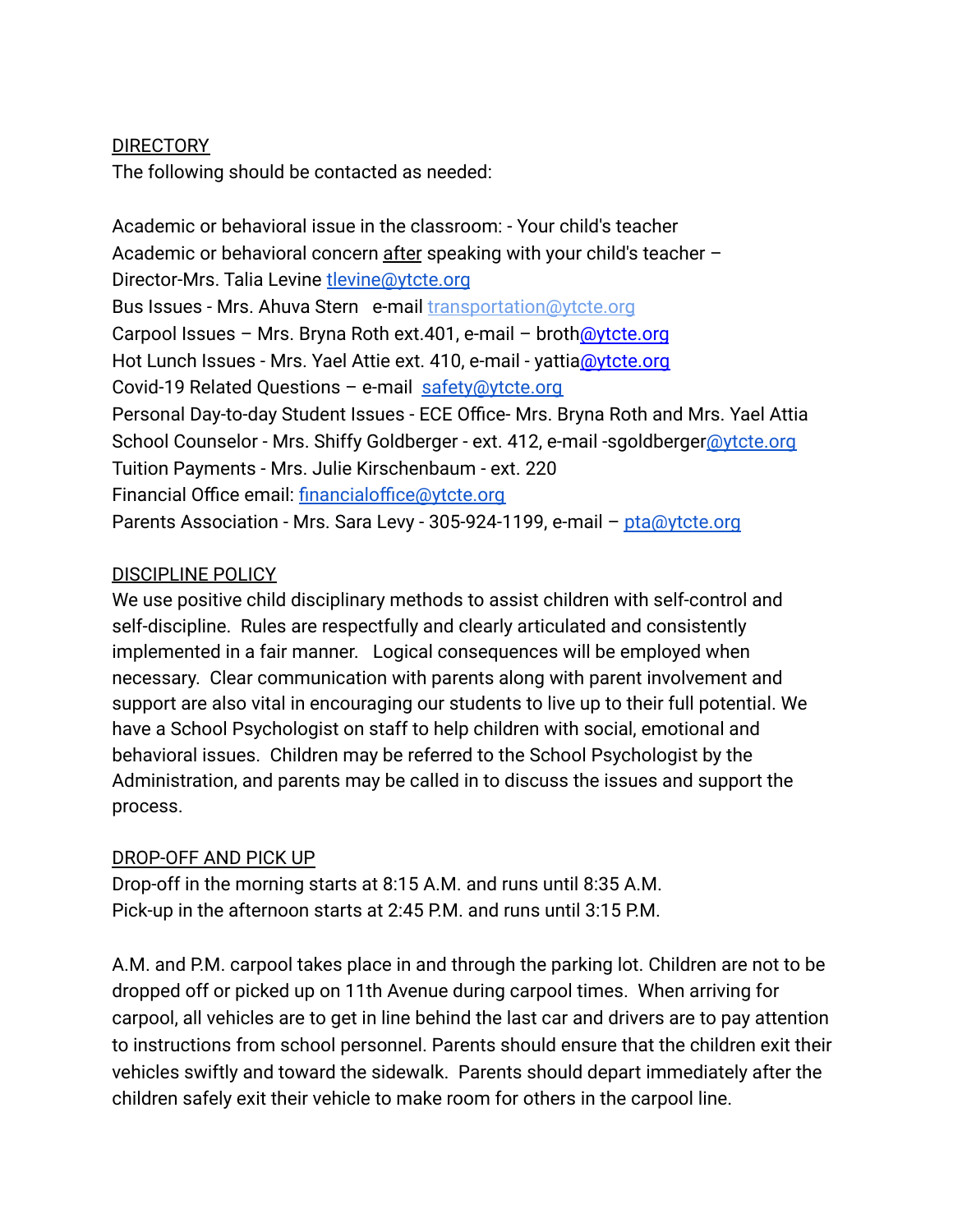## DIRECTORY

The following should be contacted as needed:

Academic or behavioral issue in the classroom: - Your child's teacher
Academic or behavioral concern <u>after</u> speaking with your child's teacher –
Director-Mrs. Talia Levine tlevine@ytcte.org
Bus Issues - Mrs. Ahuva Stern e-mail transportation@ytcte.org
Carpool Issues – Mrs. Bryna Roth ext.401, e-mail – broth@ytcte.org
Hot Lunch Issues - Mrs. Yael Attie ext. 410, e-mail - yattia@ytcte.org
Covid-19 Related Questions – e-mail safety@ytcte.org
Personal Day-to-day Student Issues - ECE Office- Mrs. Bryna Roth and Mrs. Yael Attia
School Counselor - Mrs. Shiffy Goldberger - ext. 412, e-mail -sgoldberger@ytcte.org
Tuition Payments - Mrs. Julie Kirschenbaum - ext. 220
Financial Office email: financialoffice@ytcte.org
Parents Association - Mrs. Sara Levy - 305-924-1199, e-mail – pta@ytcte.org

## DISCIPLINE POLICY

We use positive child disciplinary methods to assist children with self-control and self-discipline. Rules are respectfully and clearly articulated and consistently implemented in a fair manner. Logical consequences will be employed when necessary. Clear communication with parents along with parent involvement and support are also vital in encouraging our students to live up to their full potential. We have a School Psychologist on staff to help children with social, emotional and behavioral issues. Children may be referred to the School Psychologist by the Administration, and parents may be called in to discuss the issues and support the process.

## DROP-OFF AND PICK UP

Drop-off in the morning starts at 8:15 A.M. and runs until 8:35 A.M.
Pick-up in the afternoon starts at 2:45 P.M. and runs until 3:15 P.M.

A.M. and P.M. carpool takes place in and through the parking lot. Children are not to be dropped off or picked up on 11th Avenue during carpool times. When arriving for carpool, all vehicles are to get in line behind the last car and drivers are to pay attention to instructions from school personnel. Parents should ensure that the children exit their vehicles swiftly and toward the sidewalk. Parents should depart immediately after the children safely exit their vehicle to make room for others in the carpool line.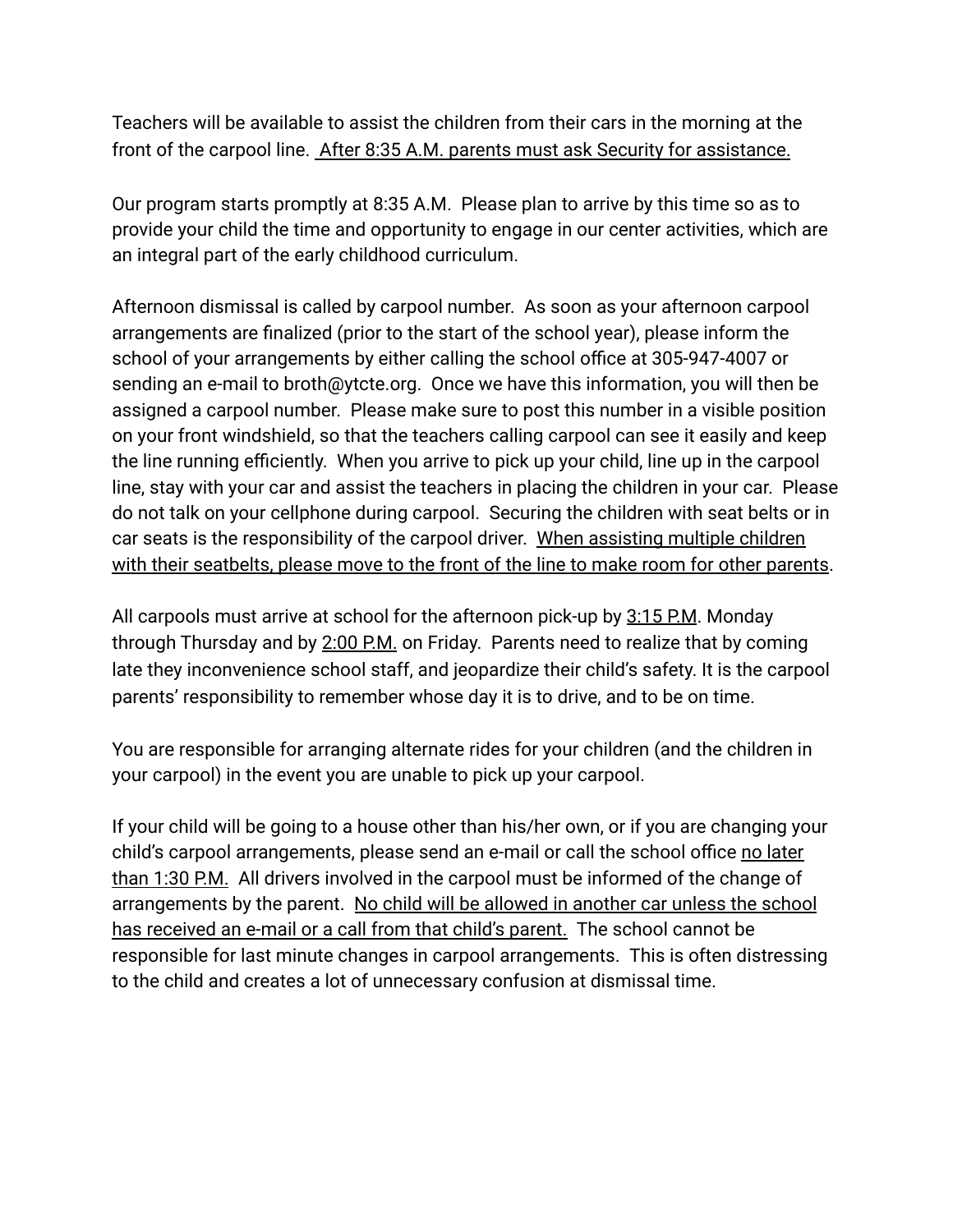Teachers will be available to assist the children from their cars in the morning at the front of the carpool line. <u>After 8:35 A.M. parents must ask Security for assistance.</u>

Our program starts promptly at 8:35 A.M. Please plan to arrive by this time so as to provide your child the time and opportunity to engage in our center activities, which are an integral part of the early childhood curriculum.

Afternoon dismissal is called by carpool number. As soon as your afternoon carpool arrangements are finalized (prior to the start of the school year), please inform the school of your arrangements by either calling the school office at 305-947-4007 or sending an e-mail to broth@ytcte.org. Once we have this information, you will then be assigned a carpool number. Please make sure to post this number in a visible position on your front windshield, so that the teachers calling carpool can see it easily and keep the line running efficiently. When you arrive to pick up your child, line up in the carpool line, stay with your car and assist the teachers in placing the children in your car. Please do not talk on your cellphone during carpool. Securing the children with seat belts or in car seats is the responsibility of the carpool driver. <u>When assisting multiple children with their seatbelts, please move to the front of the line to make room for other parents</u>.

All carpools must arrive at school for the afternoon pick-up by <u>3:15 P.M</u>. Monday through Thursday and by <u>2:00 P.M.</u> on Friday. Parents need to realize that by coming late they inconvenience school staff, and jeopardize their child's safety. It is the carpool parents' responsibility to remember whose day it is to drive, and to be on time.

You are responsible for arranging alternate rides for your children (and the children in your carpool) in the event you are unable to pick up your carpool.

If your child will be going to a house other than his/her own, or if you are changing your child's carpool arrangements, please send an e-mail or call the school office <u>no later than 1:30 P.M.</u> All drivers involved in the carpool must be informed of the change of arrangements by the parent. <u>No child will be allowed in another car unless the school has received an e-mail or a call from that child's parent.</u> The school cannot be responsible for last minute changes in carpool arrangements. This is often distressing to the child and creates a lot of unnecessary confusion at dismissal time.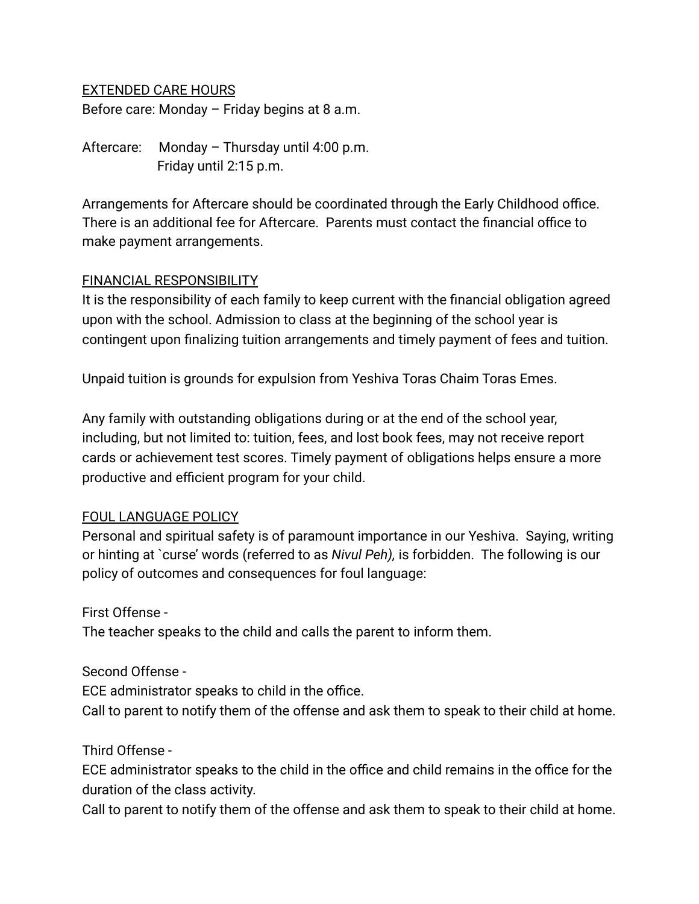## EXTENDED CARE HOURS

Before care: Monday – Friday begins at 8 a.m.

Aftercare: Monday – Thursday until 4:00 p.m.
Friday until 2:15 p.m.

Arrangements for Aftercare should be coordinated through the Early Childhood office. There is an additional fee for Aftercare. Parents must contact the financial office to make payment arrangements.

## FINANCIAL RESPONSIBILITY

It is the responsibility of each family to keep current with the financial obligation agreed upon with the school. Admission to class at the beginning of the school year is contingent upon finalizing tuition arrangements and timely payment of fees and tuition.

Unpaid tuition is grounds for expulsion from Yeshiva Toras Chaim Toras Emes.

Any family with outstanding obligations during or at the end of the school year, including, but not limited to: tuition, fees, and lost book fees, may not receive report cards or achievement test scores. Timely payment of obligations helps ensure a more productive and efficient program for your child.

## FOUL LANGUAGE POLICY

Personal and spiritual safety is of paramount importance in our Yeshiva. Saying, writing or hinting at `curse' words (referred to as *Nivul Peh),* is forbidden. The following is our policy of outcomes and consequences for foul language:

First Offense -
The teacher speaks to the child and calls the parent to inform them.

Second Offense -
ECE administrator speaks to child in the office.
Call to parent to notify them of the offense and ask them to speak to their child at home.

Third Offense -
ECE administrator speaks to the child in the office and child remains in the office for the duration of the class activity.
Call to parent to notify them of the offense and ask them to speak to their child at home.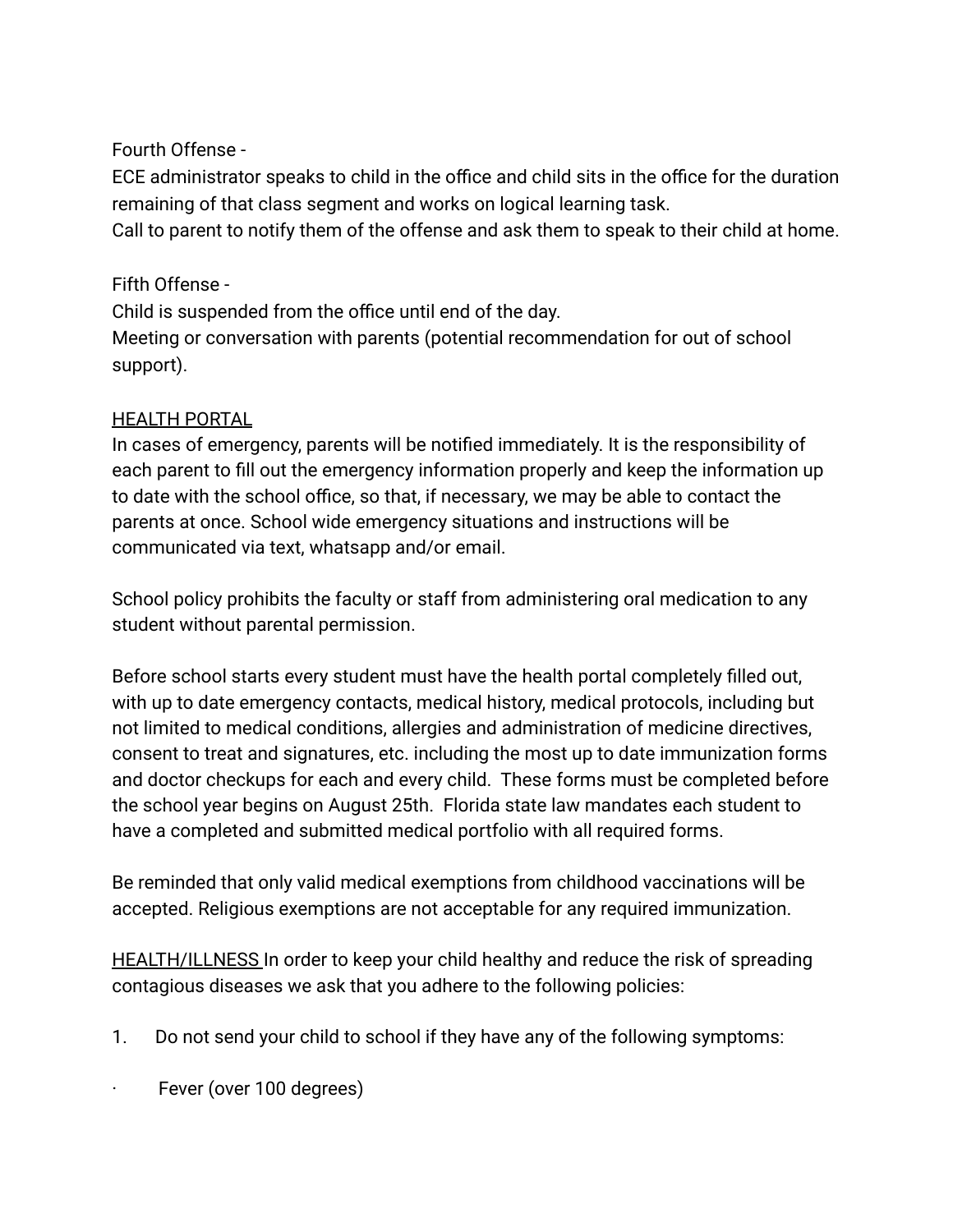Fourth Offense -
ECE administrator speaks to child in the office and child sits in the office for the duration remaining of that class segment and works on logical learning task.
Call to parent to notify them of the offense and ask them to speak to their child at home.

Fifth Offense -
Child is suspended from the office until end of the day.
Meeting or conversation with parents (potential recommendation for out of school support).

<u>HEALTH PORTAL</u>
In cases of emergency, parents will be notified immediately. It is the responsibility of each parent to fill out the emergency information properly and keep the information up to date with the school office, so that, if necessary, we may be able to contact the parents at once. School wide emergency situations and instructions will be communicated via text, whatsapp and/or email.

School policy prohibits the faculty or staff from administering oral medication to any student without parental permission.

Before school starts every student must have the health portal completely filled out, with up to date emergency contacts, medical history, medical protocols, including but not limited to medical conditions, allergies and administration of medicine directives, consent to treat and signatures, etc. including the most up to date immunization forms and doctor checkups for each and every child. These forms must be completed before the school year begins on August 25th. Florida state law mandates each student to have a completed and submitted medical portfolio with all required forms.

Be reminded that only valid medical exemptions from childhood vaccinations will be accepted. Religious exemptions are not acceptable for any required immunization.

<u>HEALTH/ILLNESS</u> In order to keep your child healthy and reduce the risk of spreading contagious diseases we ask that you adhere to the following policies:

1. Do not send your child to school if they have any of the following symptoms:

- Fever (over 100 degrees)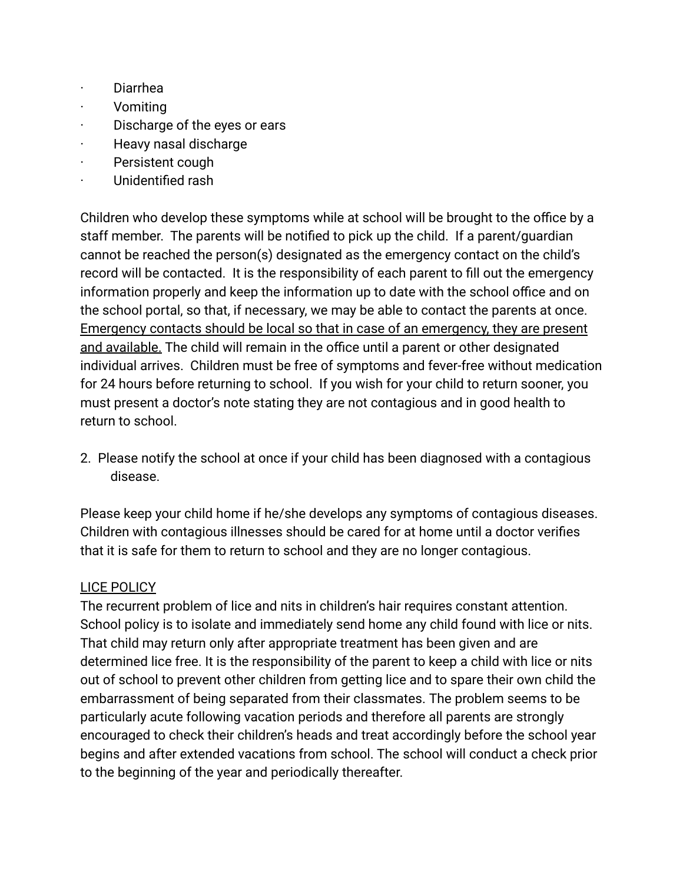- Diarrhea
- Vomiting
- Discharge of the eyes or ears
- Heavy nasal discharge
- Persistent cough
- Unidentified rash

Children who develop these symptoms while at school will be brought to the office by a staff member. The parents will be notified to pick up the child. If a parent/guardian cannot be reached the person(s) designated as the emergency contact on the child's record will be contacted. It is the responsibility of each parent to fill out the emergency information properly and keep the information up to date with the school office and on the school portal, so that, if necessary, we may be able to contact the parents at once. <u>Emergency contacts should be local so that in case of an emergency, they are present and available.</u> The child will remain in the office until a parent or other designated individual arrives. Children must be free of symptoms and fever-free without medication for 24 hours before returning to school. If you wish for your child to return sooner, you must present a doctor's note stating they are not contagious and in good health to return to school.

2. Please notify the school at once if your child has been diagnosed with a contagious disease.

Please keep your child home if he/she develops any symptoms of contagious diseases. Children with contagious illnesses should be cared for at home until a doctor verifies that it is safe for them to return to school and they are no longer contagious.

<u>LICE POLICY</u>

The recurrent problem of lice and nits in children's hair requires constant attention. School policy is to isolate and immediately send home any child found with lice or nits. That child may return only after appropriate treatment has been given and are determined lice free. It is the responsibility of the parent to keep a child with lice or nits out of school to prevent other children from getting lice and to spare their own child the embarrassment of being separated from their classmates. The problem seems to be particularly acute following vacation periods and therefore all parents are strongly encouraged to check their children's heads and treat accordingly before the school year begins and after extended vacations from school. The school will conduct a check prior to the beginning of the year and periodically thereafter.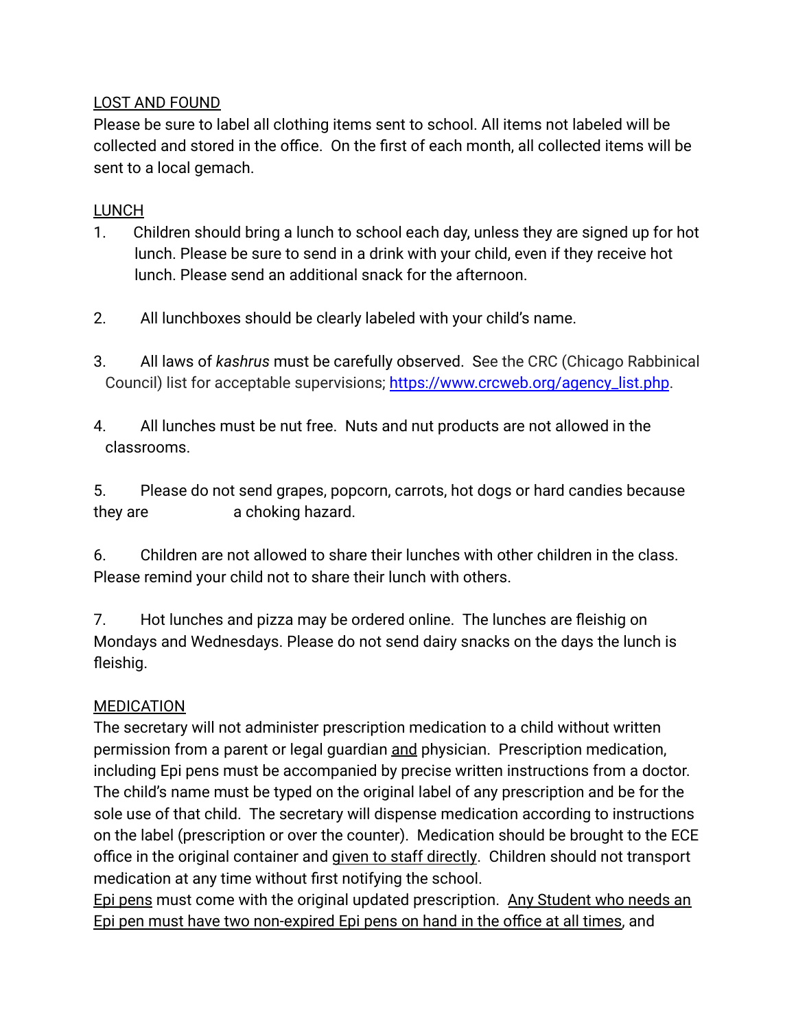LOST AND FOUND

Please be sure to label all clothing items sent to school. All items not labeled will be collected and stored in the office. On the first of each month, all collected items will be sent to a local gemach.

LUNCH

1. Children should bring a lunch to school each day, unless they are signed up for hot lunch. Please be sure to send in a drink with your child, even if they receive hot lunch. Please send an additional snack for the afternoon.

2. All lunchboxes should be clearly labeled with your child's name.

3. All laws of *kashrus* must be carefully observed. See the CRC (Chicago Rabbinical Council) list for acceptable supervisions; [https://www.crcweb.org/agency_list.php](https://www.crcweb.org/agency_list.php).

4. All lunches must be nut free. Nuts and nut products are not allowed in the classrooms.

5. Please do not send grapes, popcorn, carrots, hot dogs or hard candies because they are a choking hazard.

6. Children are not allowed to share their lunches with other children in the class. Please remind your child not to share their lunch with others.

7. Hot lunches and pizza may be ordered online. The lunches are fleishig on Mondays and Wednesdays. Please do not send dairy snacks on the days the lunch is fleishig.

MEDICATION

The secretary will not administer prescription medication to a child without written permission from a parent or legal guardian <u>and</u> physician. Prescription medication, including Epi pens must be accompanied by precise written instructions from a doctor. The child's name must be typed on the original label of any prescription and be for the sole use of that child. The secretary will dispense medication according to instructions on the label (prescription or over the counter). Medication should be brought to the ECE office in the original container and <u>given to staff directly</u>. Children should not transport medication at any time without first notifying the school.

<u>Epi pens</u> must come with the original updated prescription. <u>Any Student who needs an Epi pen must have two non-expired Epi pens on hand in the office at all times</u>, and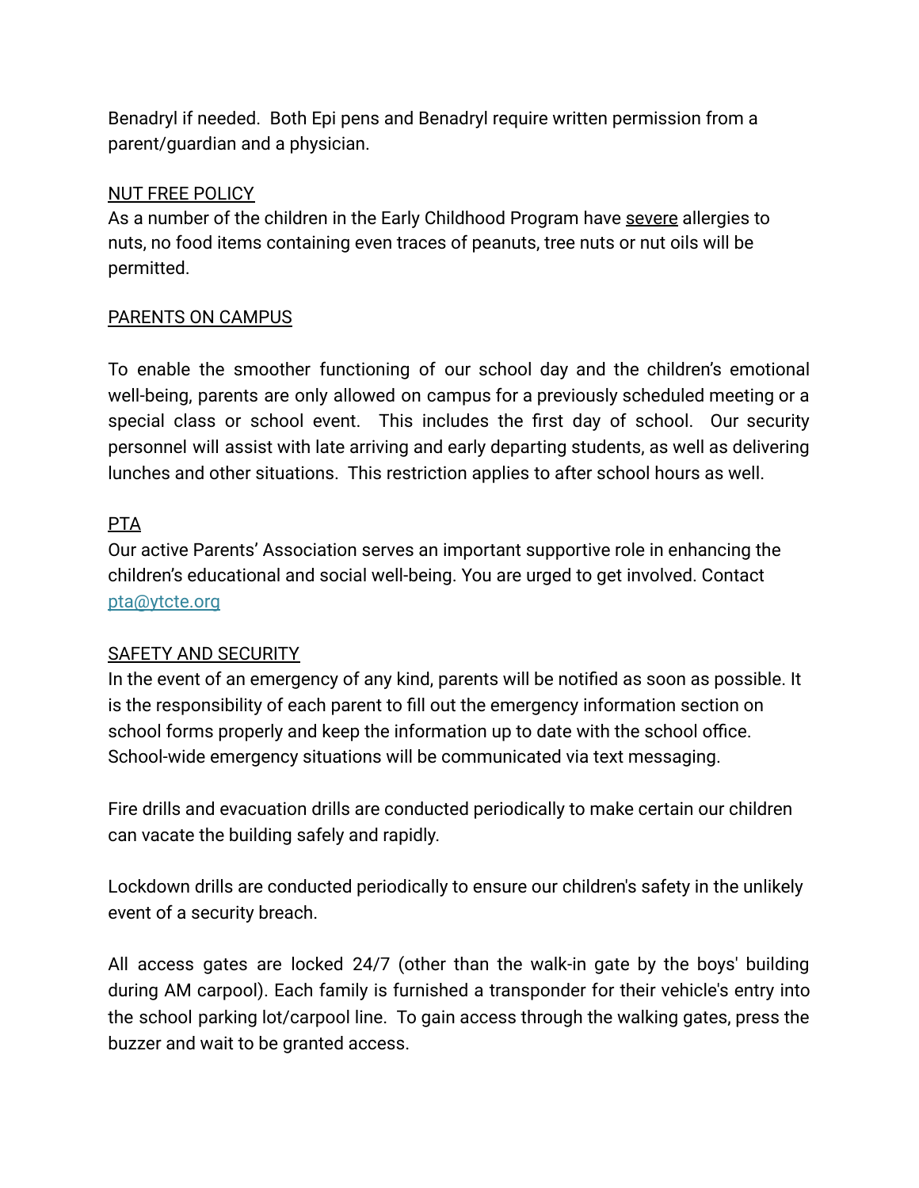Benadryl if needed.  Both Epi pens and Benadryl require written permission from a parent/guardian and a physician.

## NUT FREE POLICY

As a number of the children in the Early Childhood Program have severe allergies to nuts, no food items containing even traces of peanuts, tree nuts or nut oils will be permitted.

## PARENTS ON CAMPUS

To enable the smoother functioning of our school day and the children's emotional well-being, parents are only allowed on campus for a previously scheduled meeting or a special class or school event.  This includes the first day of school.  Our security personnel will assist with late arriving and early departing students, as well as delivering lunches and other situations.  This restriction applies to after school hours as well.

## PTA

Our active Parents' Association serves an important supportive role in enhancing the children's educational and social well-being. You are urged to get involved. Contact pta@ytcte.org

## SAFETY AND SECURITY

In the event of an emergency of any kind, parents will be notified as soon as possible. It is the responsibility of each parent to fill out the emergency information section on school forms properly and keep the information up to date with the school office. School-wide emergency situations will be communicated via text messaging.

Fire drills and evacuation drills are conducted periodically to make certain our children can vacate the building safely and rapidly.

Lockdown drills are conducted periodically to ensure our children's safety in the unlikely event of a security breach.

All access gates are locked 24/7 (other than the walk-in gate by the boys' building during AM carpool). Each family is furnished a transponder for their vehicle's entry into the school parking lot/carpool line.  To gain access through the walking gates, press the buzzer and wait to be granted access.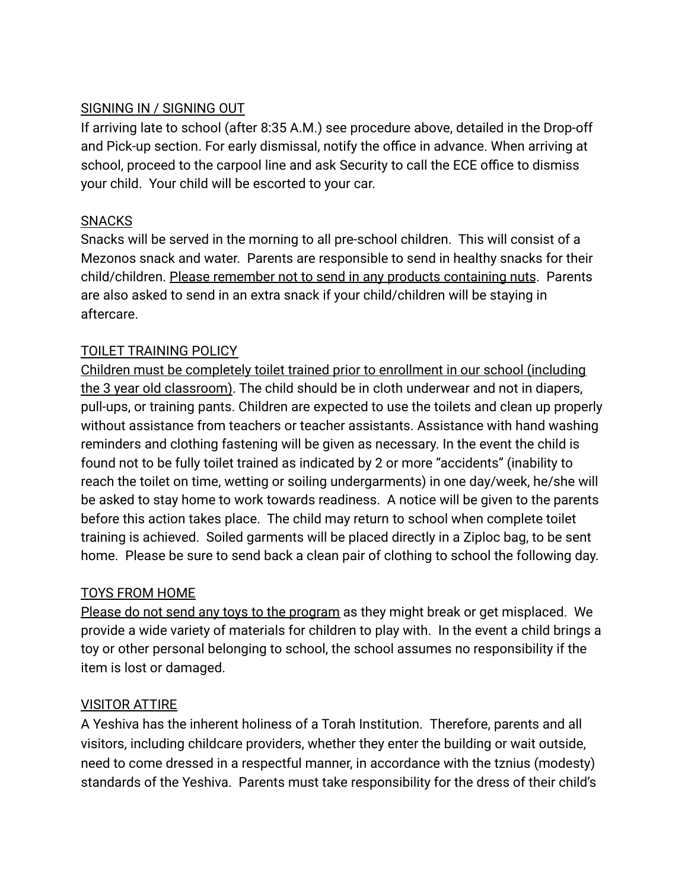## SIGNING IN / SIGNING OUT

If arriving late to school (after 8:35 A.M.) see procedure above, detailed in the Drop-off and Pick-up section. For early dismissal, notify the office in advance. When arriving at school, proceed to the carpool line and ask Security to call the ECE office to dismiss your child. Your child will be escorted to your car.

## SNACKS

Snacks will be served in the morning to all pre-school children. This will consist of a Mezonos snack and water. Parents are responsible to send in healthy snacks for their child/children. <u>Please remember not to send in any products containing nuts</u>. Parents are also asked to send in an extra snack if your child/children will be staying in aftercare.

## TOILET TRAINING POLICY

<u>Children must be completely toilet trained prior to enrollment in our school (including the 3 year old classroom)</u>. The child should be in cloth underwear and not in diapers, pull-ups, or training pants. Children are expected to use the toilets and clean up properly without assistance from teachers or teacher assistants. Assistance with hand washing reminders and clothing fastening will be given as necessary. In the event the child is found not to be fully toilet trained as indicated by 2 or more "accidents" (inability to reach the toilet on time, wetting or soiling undergarments) in one day/week, he/she will be asked to stay home to work towards readiness. A notice will be given to the parents before this action takes place. The child may return to school when complete toilet training is achieved. Soiled garments will be placed directly in a Ziploc bag, to be sent home. Please be sure to send back a clean pair of clothing to school the following day.

## TOYS FROM HOME

<u>Please do not send any toys to the program</u> as they might break or get misplaced. We provide a wide variety of materials for children to play with. In the event a child brings a toy or other personal belonging to school, the school assumes no responsibility if the item is lost or damaged.

## VISITOR ATTIRE

A Yeshiva has the inherent holiness of a Torah Institution. Therefore, parents and all visitors, including childcare providers, whether they enter the building or wait outside, need to come dressed in a respectful manner, in accordance with the tznius (modesty) standards of the Yeshiva. Parents must take responsibility for the dress of their child's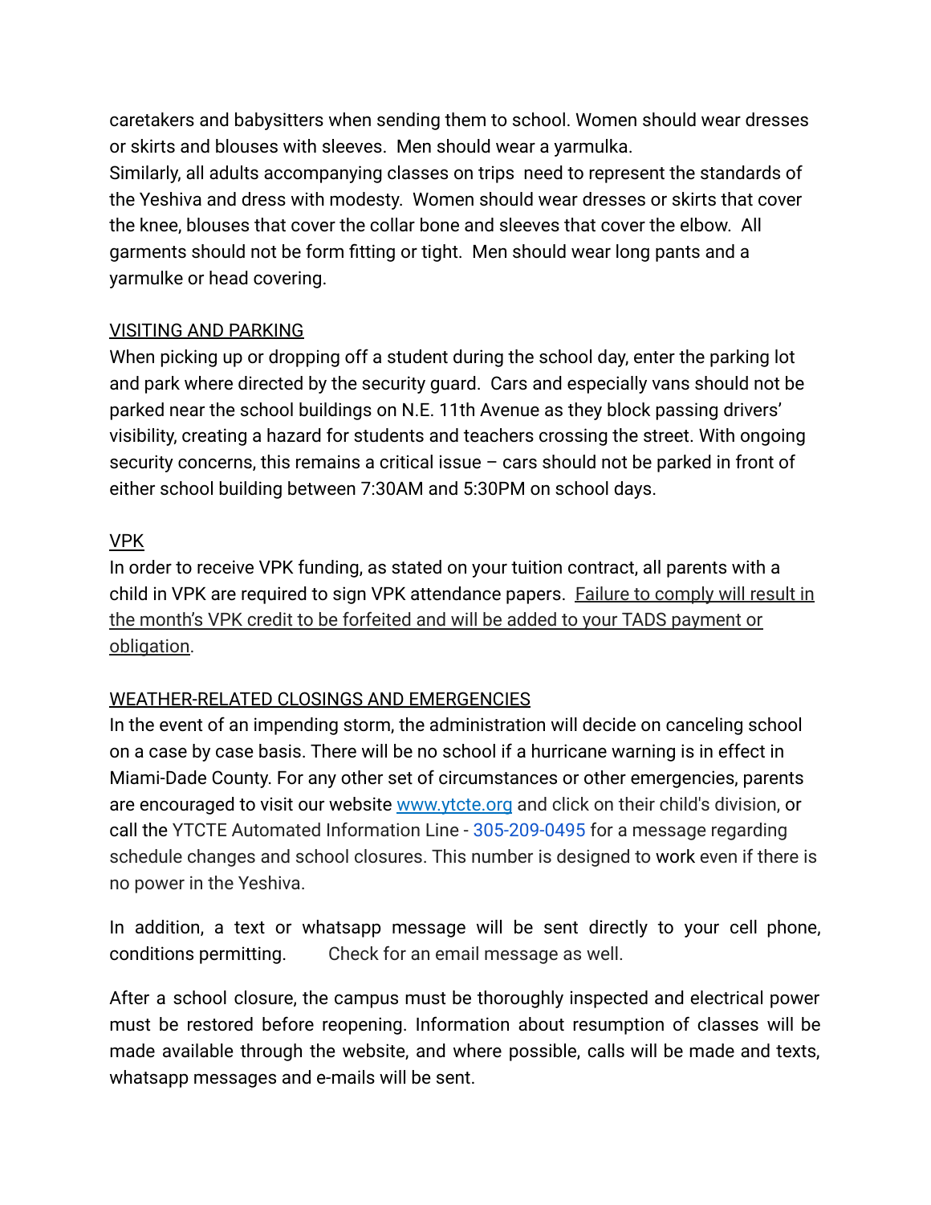caretakers and babysitters when sending them to school. Women should wear dresses or skirts and blouses with sleeves. Men should wear a yarmulka.
Similarly, all adults accompanying classes on trips need to represent the standards of the Yeshiva and dress with modesty. Women should wear dresses or skirts that cover the knee, blouses that cover the collar bone and sleeves that cover the elbow. All garments should not be form fitting or tight. Men should wear long pants and a yarmulke or head covering.

## VISITING AND PARKING

When picking up or dropping off a student during the school day, enter the parking lot and park where directed by the security guard. Cars and especially vans should not be parked near the school buildings on N.E. 11th Avenue as they block passing drivers' visibility, creating a hazard for students and teachers crossing the street. With ongoing security concerns, this remains a critical issue – cars should not be parked in front of either school building between 7:30AM and 5:30PM on school days.

## VPK

In order to receive VPK funding, as stated on your tuition contract, all parents with a child in VPK are required to sign VPK attendance papers. Failure to comply will result in the month's VPK credit to be forfeited and will be added to your TADS payment or obligation.

## WEATHER-RELATED CLOSINGS AND EMERGENCIES

In the event of an impending storm, the administration will decide on canceling school on a case by case basis. There will be no school if a hurricane warning is in effect in Miami-Dade County. For any other set of circumstances or other emergencies, parents are encouraged to visit our website [www.ytcte.org](http://www.ytcte.org) and click on their child's division, or call the YTCTE Automated Information Line - 305-209-0495 for a message regarding schedule changes and school closures. This number is designed to work even if there is no power in the Yeshiva.

In addition, a text or whatsapp message will be sent directly to your cell phone, conditions permitting. Check for an email message as well.

After a school closure, the campus must be thoroughly inspected and electrical power must be restored before reopening. Information about resumption of classes will be made available through the website, and where possible, calls will be made and texts, whatsapp messages and e-mails will be sent.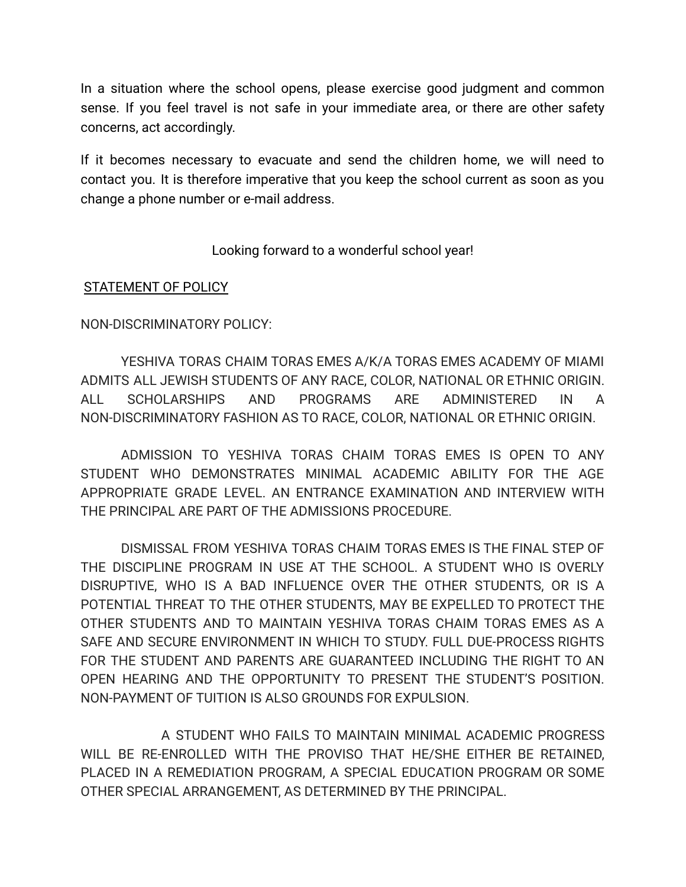In a situation where the school opens, please exercise good judgment and common sense. If you feel travel is not safe in your immediate area, or there are other safety concerns, act accordingly.

If it becomes necessary to evacuate and send the children home, we will need to contact you. It is therefore imperative that you keep the school current as soon as you change a phone number or e-mail address.

Looking forward to a wonderful school year!

<u>STATEMENT OF POLICY</u>

NON-DISCRIMINATORY POLICY:

YESHIVA TORAS CHAIM TORAS EMES A/K/A TORAS EMES ACADEMY OF MIAMI ADMITS ALL JEWISH STUDENTS OF ANY RACE, COLOR, NATIONAL OR ETHNIC ORIGIN. ALL SCHOLARSHIPS AND PROGRAMS ARE ADMINISTERED IN A NON-DISCRIMINATORY FASHION AS TO RACE, COLOR, NATIONAL OR ETHNIC ORIGIN.

ADMISSION TO YESHIVA TORAS CHAIM TORAS EMES IS OPEN TO ANY STUDENT WHO DEMONSTRATES MINIMAL ACADEMIC ABILITY FOR THE AGE APPROPRIATE GRADE LEVEL. AN ENTRANCE EXAMINATION AND INTERVIEW WITH THE PRINCIPAL ARE PART OF THE ADMISSIONS PROCEDURE.

DISMISSAL FROM YESHIVA TORAS CHAIM TORAS EMES IS THE FINAL STEP OF THE DISCIPLINE PROGRAM IN USE AT THE SCHOOL. A STUDENT WHO IS OVERLY DISRUPTIVE, WHO IS A BAD INFLUENCE OVER THE OTHER STUDENTS, OR IS A POTENTIAL THREAT TO THE OTHER STUDENTS, MAY BE EXPELLED TO PROTECT THE OTHER STUDENTS AND TO MAINTAIN YESHIVA TORAS CHAIM TORAS EMES AS A SAFE AND SECURE ENVIRONMENT IN WHICH TO STUDY. FULL DUE-PROCESS RIGHTS FOR THE STUDENT AND PARENTS ARE GUARANTEED INCLUDING THE RIGHT TO AN OPEN HEARING AND THE OPPORTUNITY TO PRESENT THE STUDENT'S POSITION. NON-PAYMENT OF TUITION IS ALSO GROUNDS FOR EXPULSION.

A STUDENT WHO FAILS TO MAINTAIN MINIMAL ACADEMIC PROGRESS WILL BE RE-ENROLLED WITH THE PROVISO THAT HE/SHE EITHER BE RETAINED, PLACED IN A REMEDIATION PROGRAM, A SPECIAL EDUCATION PROGRAM OR SOME OTHER SPECIAL ARRANGEMENT, AS DETERMINED BY THE PRINCIPAL.